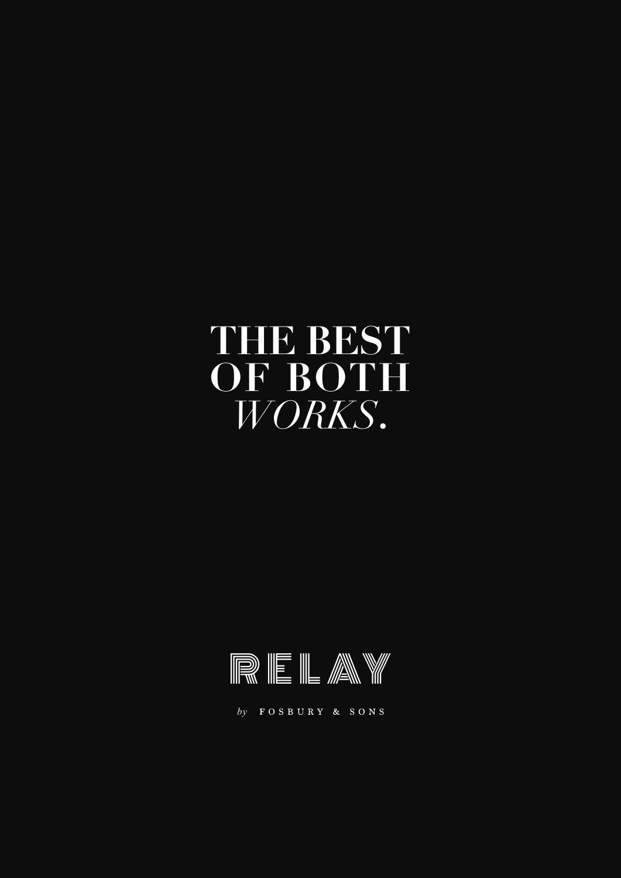# THE BEST OF BOTH *WORKS*.

RELAY

*by* FOSBURY & SONS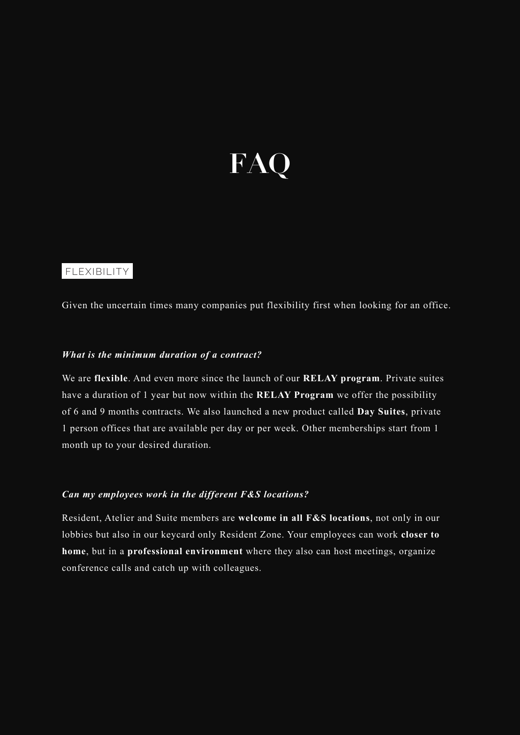# FAQ

## FLEXIBILITY

Given the uncertain times many companies put flexibility first when looking for an office.

***What is the minimum duration of a contract?***

We are **flexible**. And even more since the launch of our **RELAY program**. Private suites have a duration of 1 year but now within the **RELAY Program** we offer the possibility of 6 and 9 months contracts. We also launched a new product called **Day Suites**, private 1 person offices that are available per day or per week. Other memberships start from 1 month up to your desired duration.

***Can my employees work in the different F&S locations?***

Resident, Atelier and Suite members are **welcome in all F&S locations**, not only in our lobbies but also in our keycard only Resident Zone. Your employees can work **closer to home**, but in a **professional environment** where they also can host meetings, organize conference calls and catch up with colleagues.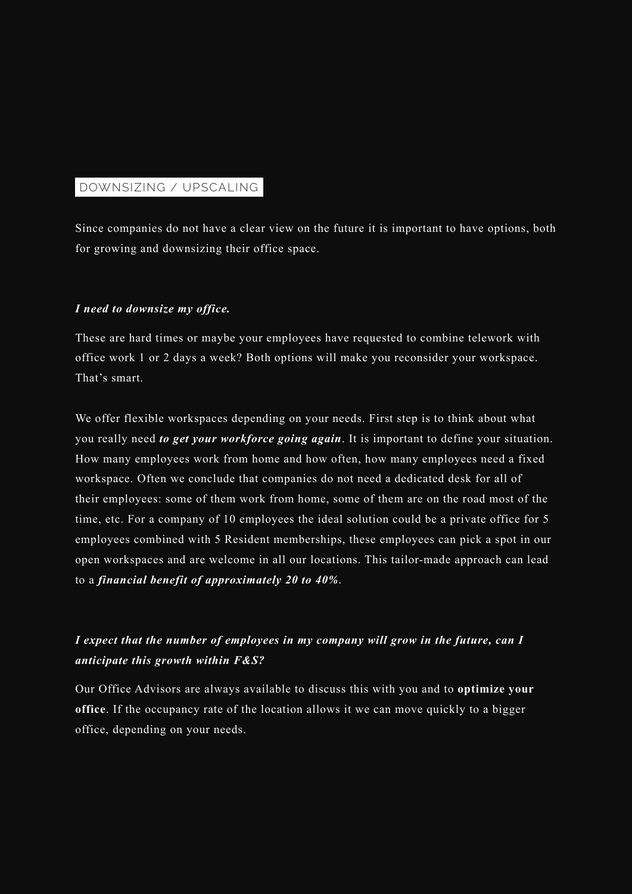## DOWNSIZING / UPSCALING

Since companies do not have a clear view on the future it is important to have options, both for growing and downsizing their office space.

***I need to downsize my office.***

These are hard times or maybe your employees have requested to combine telework with office work 1 or 2 days a week? Both options will make you reconsider your workspace. That's smart.

We offer flexible workspaces depending on your needs. First step is to think about what you really need ***to get your workforce going again***. It is important to define your situation. How many employees work from home and how often, how many employees need a fixed workspace. Often we conclude that companies do not need a dedicated desk for all of their employees: some of them work from home, some of them are on the road most of the time, etc. For a company of 10 employees the ideal solution could be a private office for 5 employees combined with 5 Resident memberships, these employees can pick a spot in our open workspaces and are welcome in all our locations. This tailor-made approach can lead to a ***financial benefit of approximately 20 to 40%***.

***I expect that the number of employees in my company will grow in the future, can I anticipate this growth within F&S?***

Our Office Advisors are always available to discuss this with you and to **optimize your office**. If the occupancy rate of the location allows it we can move quickly to a bigger office, depending on your needs.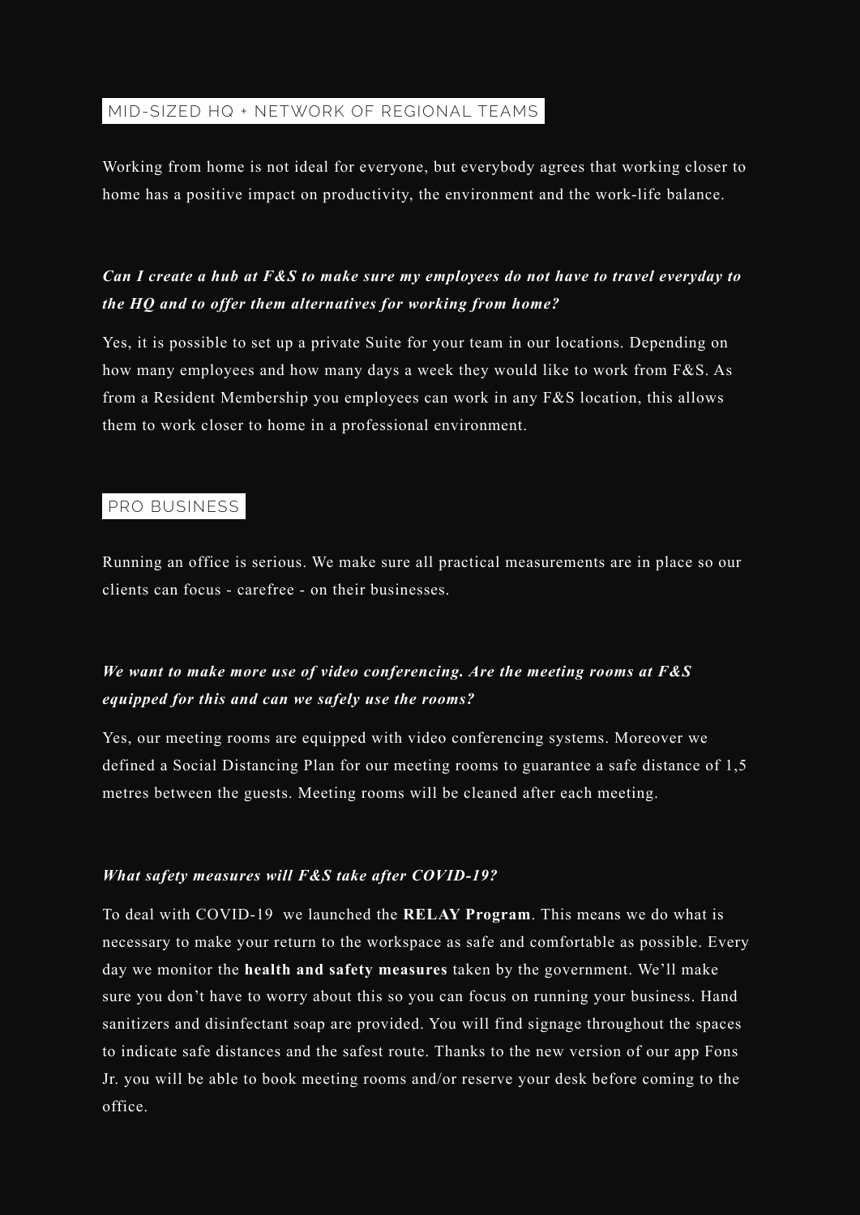## MID-SIZED HQ + NETWORK OF REGIONAL TEAMS

Working from home is not ideal for everyone, but everybody agrees that working closer to home has a positive impact on productivity, the environment and the work-life balance.

***Can I create a hub at F&S to make sure my employees do not have to travel everyday to the HQ and to offer them alternatives for working from home?***

Yes, it is possible to set up a private Suite for your team in our locations. Depending on how many employees and how many days a week they would like to work from F&S. As from a Resident Membership you employees can work in any F&S location, this allows them to work closer to home in a professional environment.

## PRO BUSINESS

Running an office is serious. We make sure all practical measurements are in place so our clients can focus - carefree - on their businesses.

***We want to make more use of video conferencing. Are the meeting rooms at F&S equipped for this and can we safely use the rooms?***

Yes, our meeting rooms are equipped with video conferencing systems. Moreover we defined a Social Distancing Plan for our meeting rooms to guarantee a safe distance of 1,5 metres between the guests. Meeting rooms will be cleaned after each meeting.

***What safety measures will F&S take after COVID-19?***

To deal with COVID-19 we launched the **RELAY Program**. This means we do what is necessary to make your return to the workspace as safe and comfortable as possible. Every day we monitor the **health and safety measures** taken by the government. We'll make sure you don't have to worry about this so you can focus on running your business. Hand sanitizers and disinfectant soap are provided. You will find signage throughout the spaces to indicate safe distances and the safest route. Thanks to the new version of our app Fons Jr. you will be able to book meeting rooms and/or reserve your desk before coming to the office.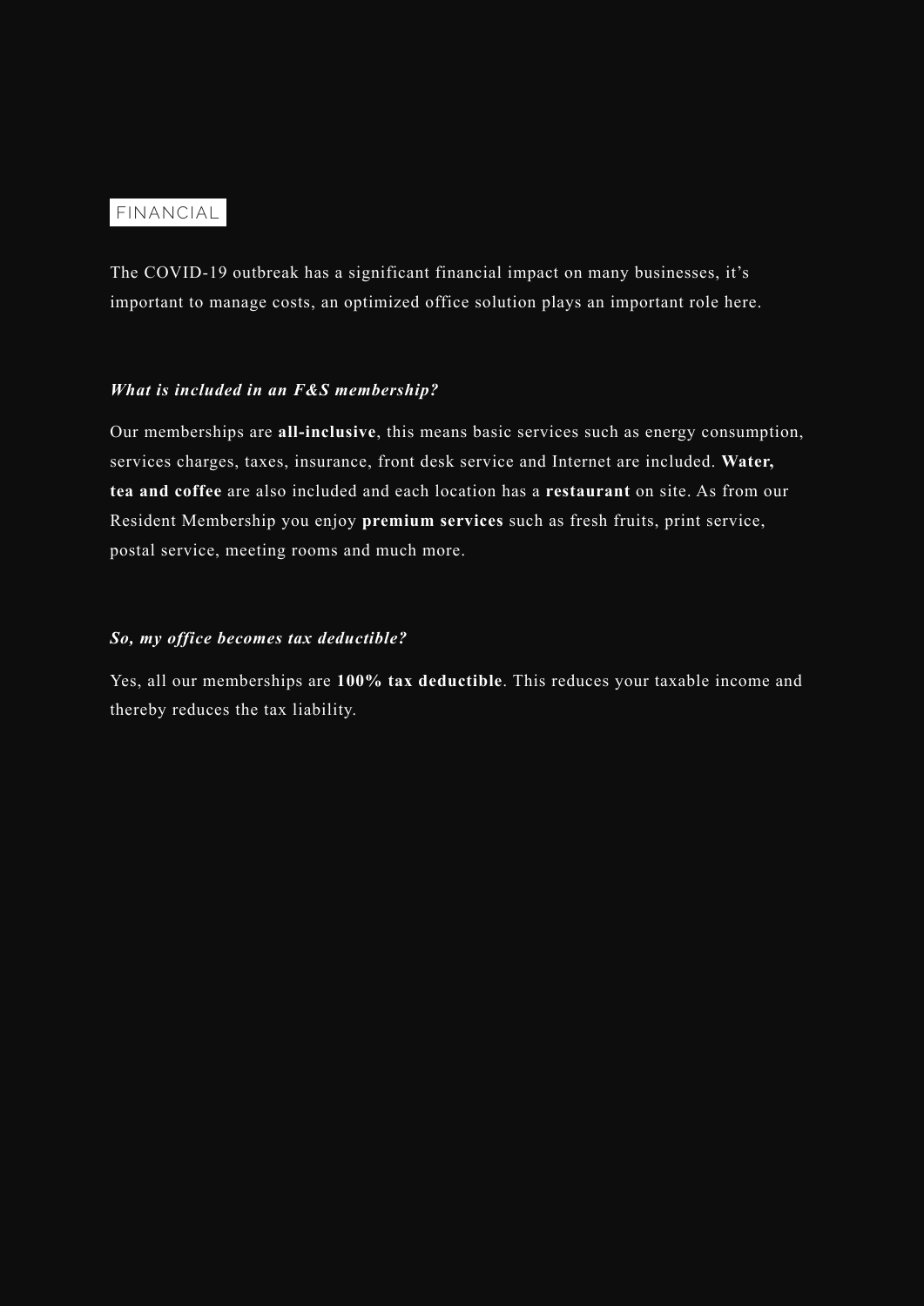## FINANCIAL

The COVID-19 outbreak has a significant financial impact on many businesses, it's important to manage costs, an optimized office solution plays an important role here.

***What is included in an F&S membership?***

Our memberships are **all-inclusive**, this means basic services such as energy consumption, services charges, taxes, insurance, front desk service and Internet are included. **Water, tea and coffee** are also included and each location has a **restaurant** on site. As from our Resident Membership you enjoy **premium services** such as fresh fruits, print service, postal service, meeting rooms and much more.

***So, my office becomes tax deductible?***

Yes, all our memberships are **100% tax deductible**. This reduces your taxable income and thereby reduces the tax liability.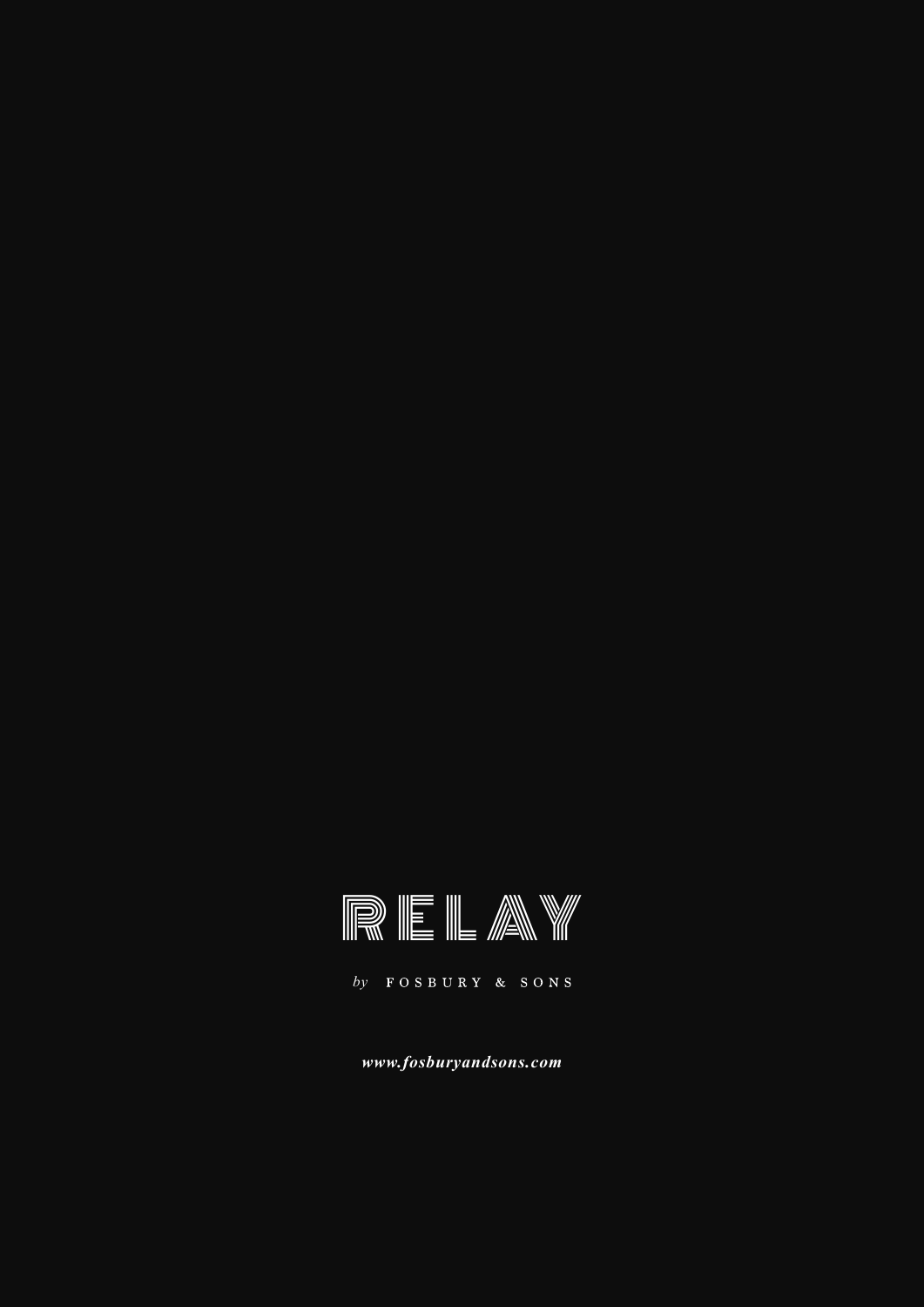# RELAY

*by* FOSBURY & SONS

***www.fosburyandsons.com***